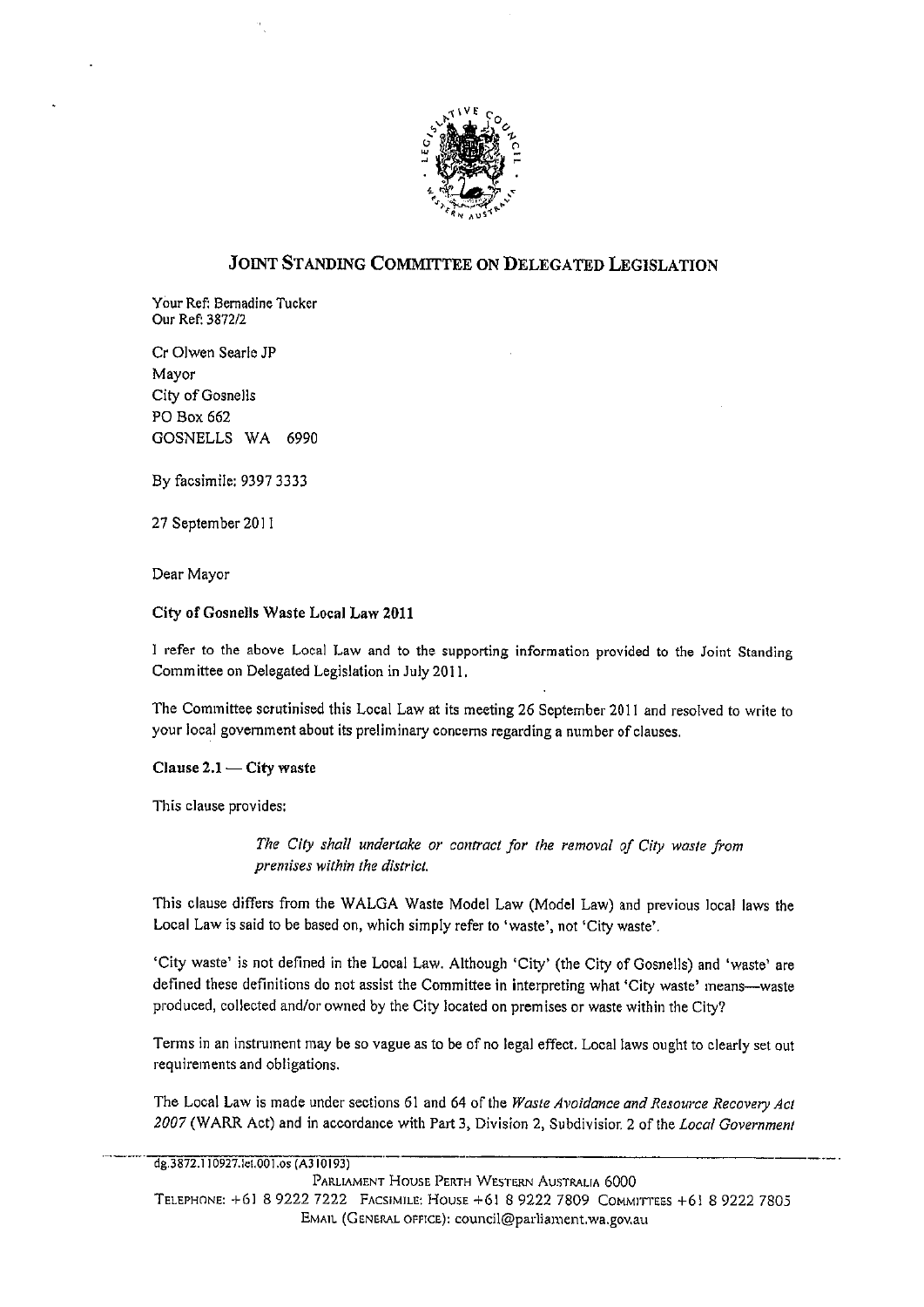## JOINT STANDING COMMITTEE ON DELEGATED LEGISLATION

Your Ref: Bernadine Tucker
Our Ref: 3872/2

Cr Olwen Searle JP
Mayor
City of Gosnells
PO Box 662
GOSNELLS WA 6990

By facsimile: 9397 3333

27 September 2011

Dear Mayor

**City of Gosnells Waste Local Law 2011**

I refer to the above Local Law and to the supporting information provided to the Joint Standing Committee on Delegated Legislation in July 2011.

The Committee scrutinised this Local Law at its meeting 26 September 2011 and resolved to write to your local government about its preliminary concerns regarding a number of clauses.

**Clause 2.1 — City waste**

This clause provides:

> *The City shall undertake or contract for the removal of City waste from premises within the district.*

This clause differs from the WALGA Waste Model Law (Model Law) and previous local laws the Local Law is said to be based on, which simply refer to 'waste', not 'City waste'.

'City waste' is not defined in the Local Law. Although 'City' (the City of Gosnells) and 'waste' are defined these definitions do not assist the Committee in interpreting what 'City waste' means—waste produced, collected and/or owned by the City located on premises or waste within the City?

Terms in an instrument may be so vague as to be of no legal effect. Local laws ought to clearly set out requirements and obligations.

The Local Law is made under sections 61 and 64 of the *Waste Avoidance and Resource Recovery Act 2007* (WARR Act) and in accordance with Part 3, Division 2, Subdivision 2 of the *Local Government*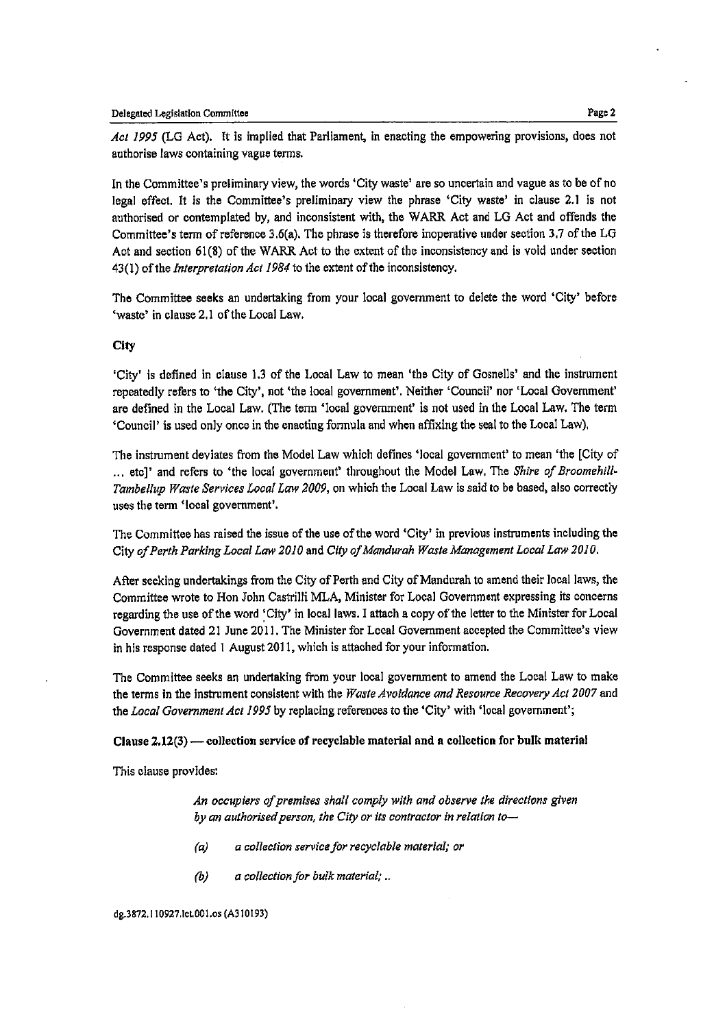*Act 1995* (LG Act). It is implied that Parliament, in enacting the empowering provisions, does not authorise laws containing vague terms.

In the Committee's preliminary view, the words 'City waste' are so uncertain and vague as to be of no legal effect. It is the Committee's preliminary view the phrase 'City waste' in clause 2.1 is not authorised or contemplated by, and inconsistent with, the WARR Act and LG Act and offends the Committee's term of reference 3.6(a). The phrase is therefore inoperative under section 3.7 of the LG Act and section 61(8) of the WARR Act to the extent of the inconsistency and is void under section 43(1) of the *Interpretation Act 1984* to the extent of the inconsistency.

The Committee seeks an undertaking from your local government to delete the word 'City' before 'waste' in clause 2.1 of the Local Law.

**City**

'City' is defined in clause 1.3 of the Local Law to mean 'the City of Gosnells' and the instrument repeatedly refers to 'the City', not 'the local government'. Neither 'Council' nor 'Local Government' are defined in the Local Law. (The term 'local government' is not used in the Local Law. The term 'Council' is used only once in the enacting formula and when affixing the seal to the Local Law).

The instrument deviates from the Model Law which defines 'local government' to mean 'the [City of ... etc]' and refers to 'the local government' throughout the Model Law. The *Shire of Broomehill-Tambellup Waste Services Local Law 2009*, on which the Local Law is said to be based, also correctly uses the term 'local government'.

The Committee has raised the issue of the use of the word 'City' in previous instruments including the City *of Perth Parking Local Law 2010* and *City of Mandurah Waste Management Local Law 2010*.

After seeking undertakings from the City of Perth and City of Mandurah to amend their local laws, the Committee wrote to Hon John Castrilli MLA, Minister for Local Government expressing its concerns regarding the use of the word 'City' in local laws. I attach a copy of the letter to the Minister for Local Government dated 21 June 2011. The Minister for Local Government accepted the Committee's view in his response dated 1 August 2011, which is attached for your information.

The Committee seeks an undertaking from your local government to amend the Local Law to make the terms in the instrument consistent with the *Waste Avoidance and Resource Recovery Act 2007* and the *Local Government Act 1995* by replacing references to the 'City' with 'local government';

**Clause 2.12(3) — collection service of recyclable material and a collection for bulk material**

This clause provides:

> *An occupiers of premises shall comply with and observe the directions given by an authorised person, the City or its contractor in relation to—*
>
> *(a) a collection service for recyclable material; or*
>
> *(b) a collection for bulk material; ..*

dg.3872.110927.let.001.os (A310193)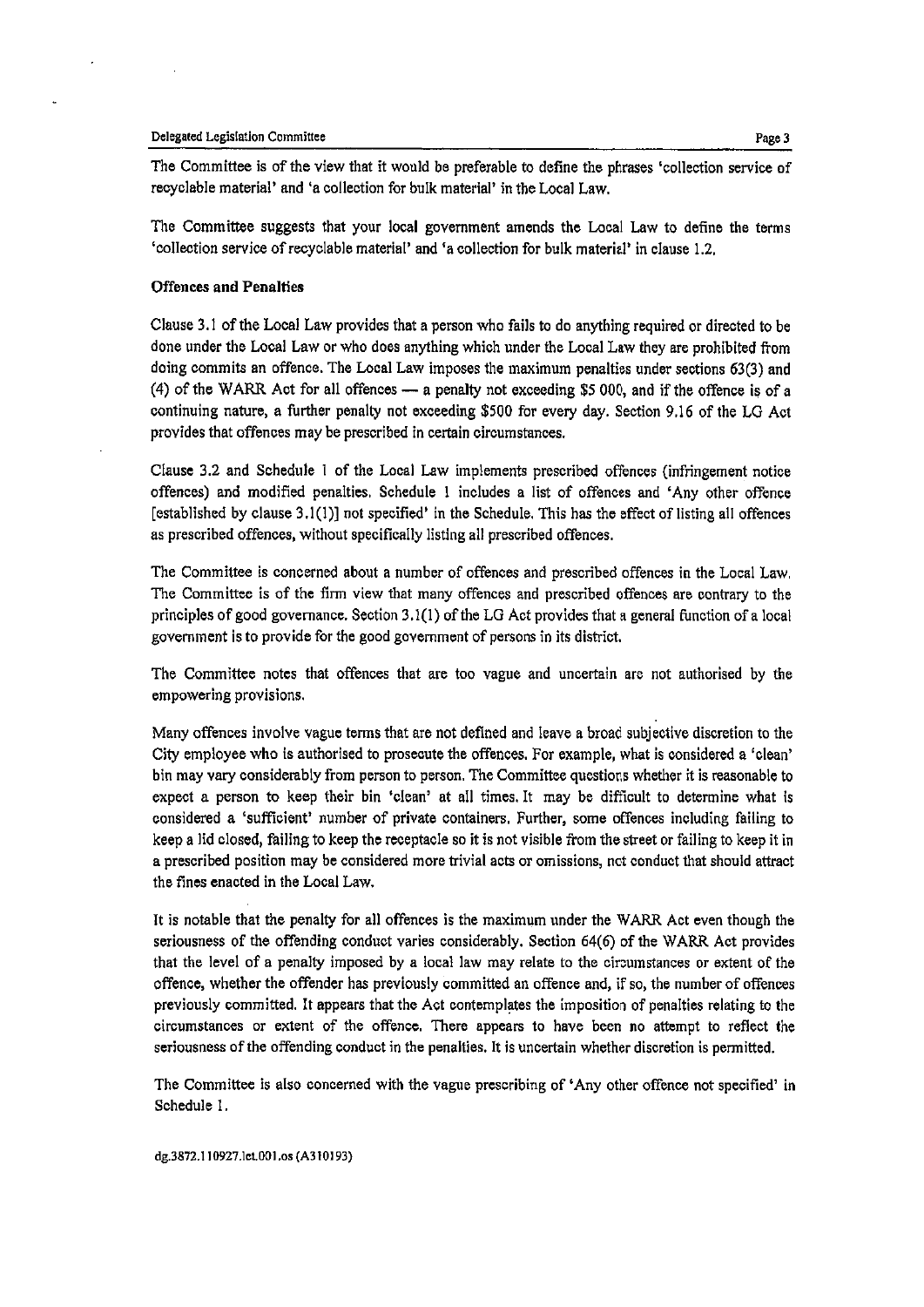The Committee is of the view that it would be preferable to define the phrases 'collection service of recyclable material' and 'a collection for bulk material' in the Local Law.

The Committee suggests that your local government amends the Local Law to define the terms 'collection service of recyclable material' and 'a collection for bulk material' in clause 1.2.

**Offences and Penalties**

Clause 3.1 of the Local Law provides that a person who fails to do anything required or directed to be done under the Local Law or who does anything which under the Local Law they are prohibited from doing commits an offence. The Local Law imposes the maximum penalties under sections 63(3) and (4) of the WARR Act for all offences — a penalty not exceeding $5 000, and if the offence is of a continuing nature, a further penalty not exceeding $500 for every day. Section 9.16 of the LG Act provides that offences may be prescribed in certain circumstances.

Clause 3.2 and Schedule 1 of the Local Law implements prescribed offences (infringement notice offences) and modified penalties. Schedule 1 includes a list of offences and 'Any other offence [established by clause 3.1(1)] not specified' in the Schedule. This has the effect of listing all offences as prescribed offences, without specifically listing all prescribed offences.

The Committee is concerned about a number of offences and prescribed offences in the Local Law. The Committee is of the firm view that many offences and prescribed offences are contrary to the principles of good governance. Section 3.1(1) of the LG Act provides that a general function of a local government is to provide for the good government of persons in its district.

The Committee notes that offences that are too vague and uncertain are not authorised by the empowering provisions.

Many offences involve vague terms that are not defined and leave a broad subjective discretion to the City employee who is authorised to prosecute the offences. For example, what is considered a 'clean' bin may vary considerably from person to person. The Committee questions whether it is reasonable to expect a person to keep their bin 'clean' at all times. It may be difficult to determine what is considered a 'sufficient' number of private containers. Further, some offences including failing to keep a lid closed, failing to keep the receptacle so it is not visible from the street or failing to keep it in a prescribed position may be considered more trivial acts or omissions, not conduct that should attract the fines enacted in the Local Law.

It is notable that the penalty for all offences is the maximum under the WARR Act even though the seriousness of the offending conduct varies considerably. Section 64(6) of the WARR Act provides that the level of a penalty imposed by a local law may relate to the circumstances or extent of the offence, whether the offender has previously committed an offence and, if so, the number of offences previously committed. It appears that the Act contemplates the imposition of penalties relating to the circumstances or extent of the offence. There appears to have been no attempt to reflect the seriousness of the offending conduct in the penalties. It is uncertain whether discretion is permitted.

The Committee is also concerned with the vague prescribing of 'Any other offence not specified' in Schedule 1.

dg.3872.110927.let.001.os (A310193)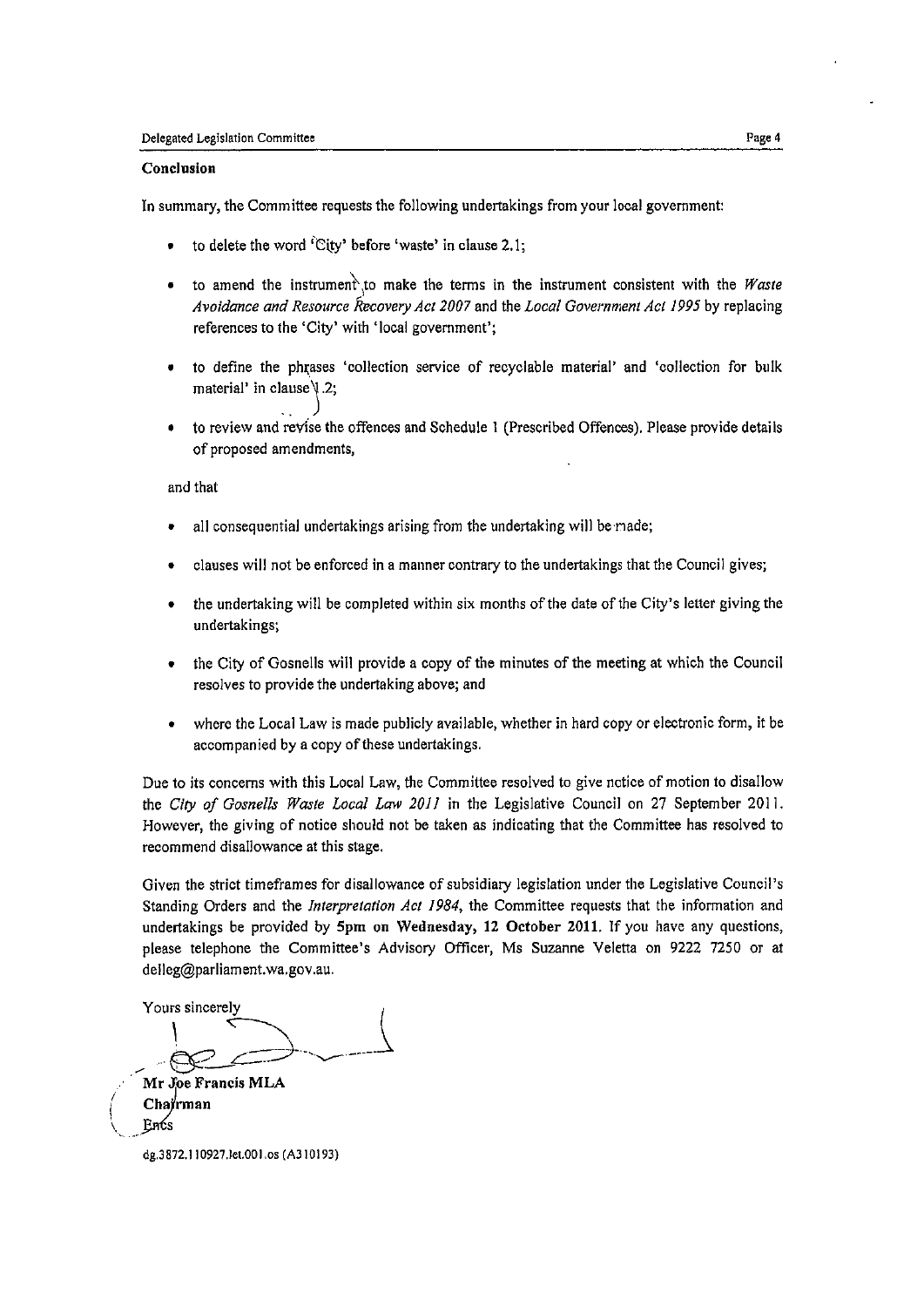**Conclusion**

In summary, the Committee requests the following undertakings from your local government:

- to delete the word 'City' before 'waste' in clause 2.1;
- to amend the instrument to make the terms in the instrument consistent with the *Waste Avoidance and Resource Recovery Act 2007* and the *Local Government Act 1995* by replacing references to the 'City' with 'local government';
- to define the phrases 'collection service of recyclable material' and 'collection for bulk material' in clause 1.2;
- to review and revise the offences and Schedule 1 (Prescribed Offences). Please provide details of proposed amendments,

and that

- all consequential undertakings arising from the undertaking will be made;
- clauses will not be enforced in a manner contrary to the undertakings that the Council gives;
- the undertaking will be completed within six months of the date of the City's letter giving the undertakings;
- the City of Gosnells will provide a copy of the minutes of the meeting at which the Council resolves to provide the undertaking above; and
- where the Local Law is made publicly available, whether in hard copy or electronic form, it be accompanied by a copy of these undertakings.

Due to its concerns with this Local Law, the Committee resolved to give notice of motion to disallow the *City of Gosnells Waste Local Law 2011* in the Legislative Council on 27 September 2011. However, the giving of notice should not be taken as indicating that the Committee has resolved to recommend disallowance at this stage.

Given the strict timeframes for disallowance of subsidiary legislation under the Legislative Council's Standing Orders and the *Interpretation Act 1984*, the Committee requests that the information and undertakings be provided by **5pm on Wednesday, 12 October 2011.** If you have any questions, please telephone the Committee's Advisory Officer, Ms Suzanne Veletta on 9222 7250 or at delleg@parliament.wa.gov.au.

Yours sincerely

**Mr Joe Francis MLA**
**Chairman**
Encs

dg.3872.110927.let.001.os (A310193)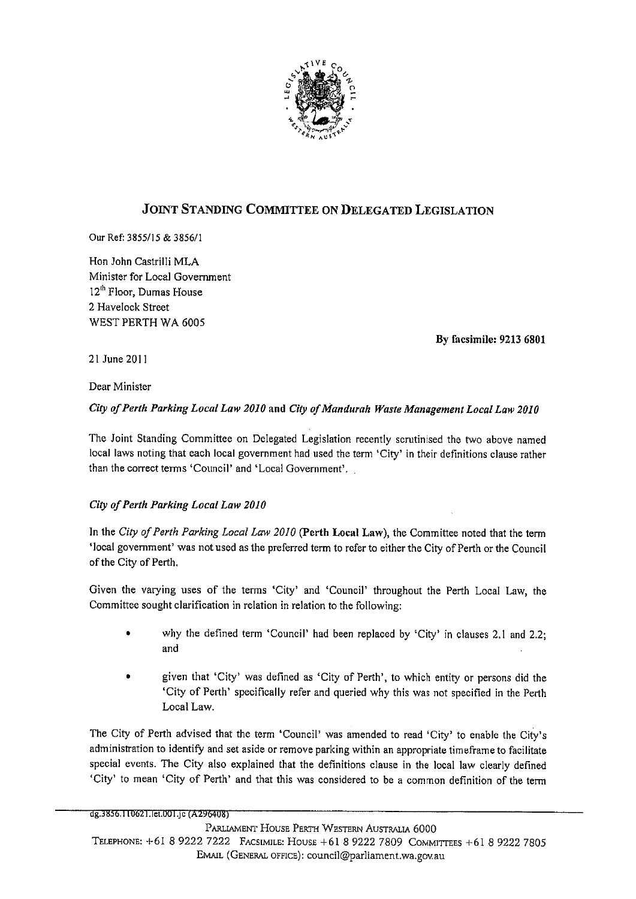## JOINT STANDING COMMITTEE ON DELEGATED LEGISLATION

Our Ref: 3855/15 & 3856/1

Hon John Castrilli MLA
Minister for Local Government
12th Floor, Dumas House
2 Havelock Street
WEST PERTH WA 6005

**By facsimile: 9213 6801**

21 June 2011

Dear Minister

***City of Perth Parking Local Law 2010* and *City of Mandurah Waste Management Local Law 2010***

The Joint Standing Committee on Delegated Legislation recently scrutinised the two above named local laws noting that each local government had used the term 'City' in their definitions clause rather than the correct terms 'Council' and 'Local Government'.

*City of Perth Parking Local Law 2010*

In the *City of Perth Parking Local Law 2010* (**Perth Local Law**), the Committee noted that the term 'local government' was not used as the preferred term to refer to either the City of Perth or the Council of the City of Perth.

Given the varying uses of the terms 'City' and 'Council' throughout the Perth Local Law, the Committee sought clarification in relation in relation to the following:

- why the defined term 'Council' had been replaced by 'City' in clauses 2.1 and 2.2; and
- given that 'City' was defined as 'City of Perth', to which entity or persons did the 'City of Perth' specifically refer and queried why this was not specified in the Perth Local Law.

The City of Perth advised that the term 'Council' was amended to read 'City' to enable the City's administration to identify and set aside or remove parking within an appropriate timeframe to facilitate special events. The City also explained that the definitions clause in the local law clearly defined 'City' to mean 'City of Perth' and that this was considered to be a common definition of the term

dg.3856.110621.let.001.jc (A296408)

PARLIAMENT HOUSE PERTH WESTERN AUSTRALIA 6000
TELEPHONE: +61 8 9222 7222 FACSIMILE: HOUSE +61 8 9222 7809 COMMITTEES +61 8 9222 7805
EMAIL (GENERAL OFFICE): council@parliament.wa.gov.au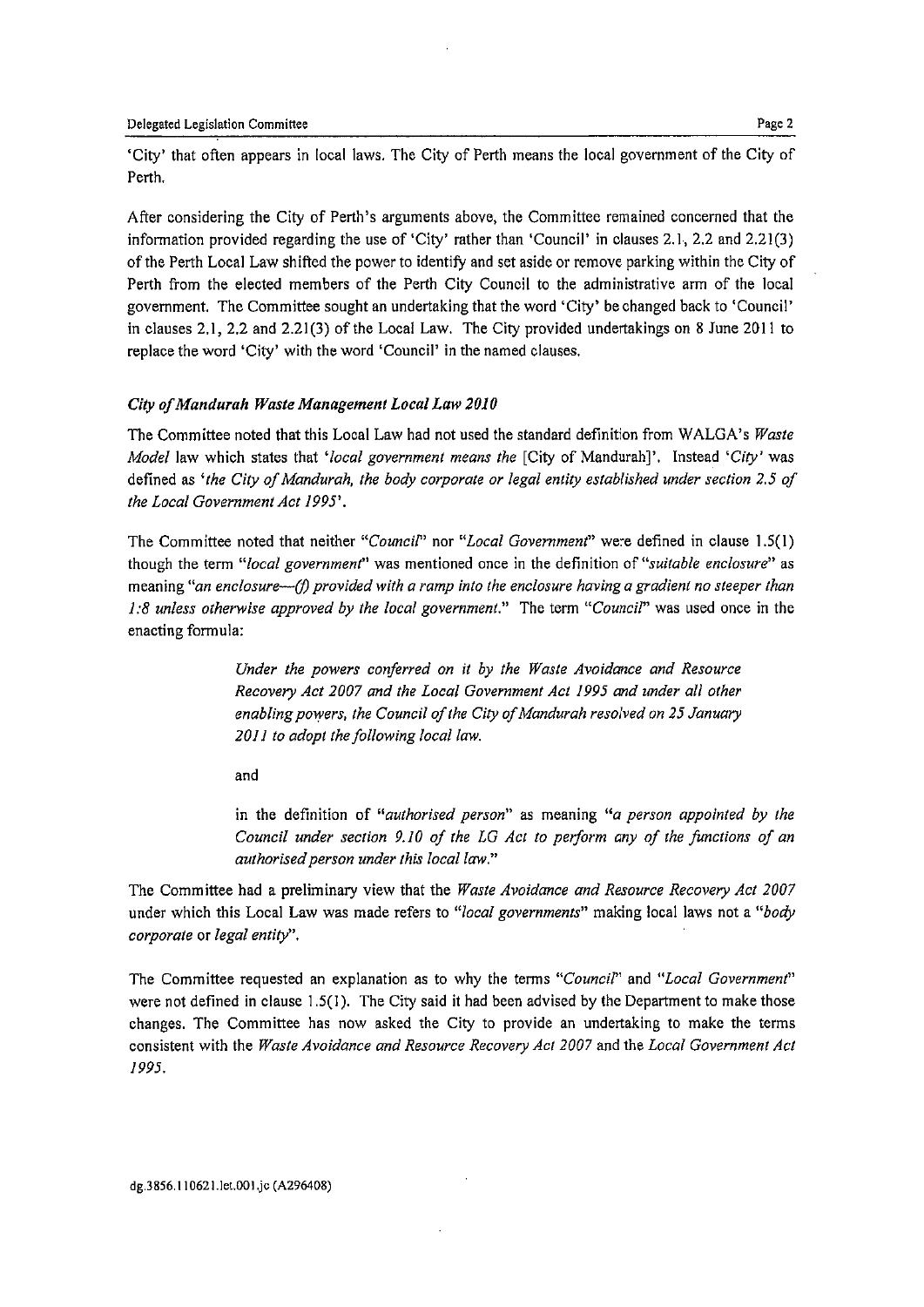'City' that often appears in local laws. The City of Perth means the local government of the City of Perth.

After considering the City of Perth's arguments above, the Committee remained concerned that the information provided regarding the use of 'City' rather than 'Council' in clauses 2.1, 2.2 and 2.21(3) of the Perth Local Law shifted the power to identify and set aside or remove parking within the City of Perth from the elected members of the Perth City Council to the administrative arm of the local government. The Committee sought an undertaking that the word 'City' be changed back to 'Council' in clauses 2.1, 2.2 and 2.21(3) of the Local Law. The City provided undertakings on 8 June 2011 to replace the word 'City' with the word 'Council' in the named clauses.

### *City of Mandurah Waste Management Local Law 2010*

The Committee noted that this Local Law had not used the standard definition from WALGA's *Waste Model* law which states that '*local government means the* [City of Mandurah]'. Instead '*City*' was defined as '*the City of Mandurah, the body corporate or legal entity established under section 2.5 of the Local Government Act 1995*'.

The Committee noted that neither "*Council*" nor "*Local Government*" were defined in clause 1.5(1) though the term "*local government*" was mentioned once in the definition of "*suitable enclosure*" as meaning "*an enclosure—(f) provided with a ramp into the enclosure having a gradient no steeper than 1:8 unless otherwise approved by the local government.*" The term "*Council*" was used once in the enacting formula:

> *Under the powers conferred on it by the Waste Avoidance and Resource Recovery Act 2007 and the Local Government Act 1995 and under all other enabling powers, the Council of the City of Mandurah resolved on 25 January 2011 to adopt the following local law.*
>
> and
>
> in the definition of "*authorised person*" as meaning "*a person appointed by the Council under section 9.10 of the LG Act to perform any of the functions of an authorised person under this local law.*"

The Committee had a preliminary view that the *Waste Avoidance and Resource Recovery Act 2007* under which this Local Law was made refers to "*local governments*" making local laws not a "*body corporate* or *legal entity*".

The Committee requested an explanation as to why the terms "*Council*" and "*Local Government*" were not defined in clause 1.5(1). The City said it had been advised by the Department to make those changes. The Committee has now asked the City to provide an undertaking to make the terms consistent with the *Waste Avoidance and Resource Recovery Act 2007* and the *Local Government Act 1995*.

dg.3856.110621.let.001.jc (A296408)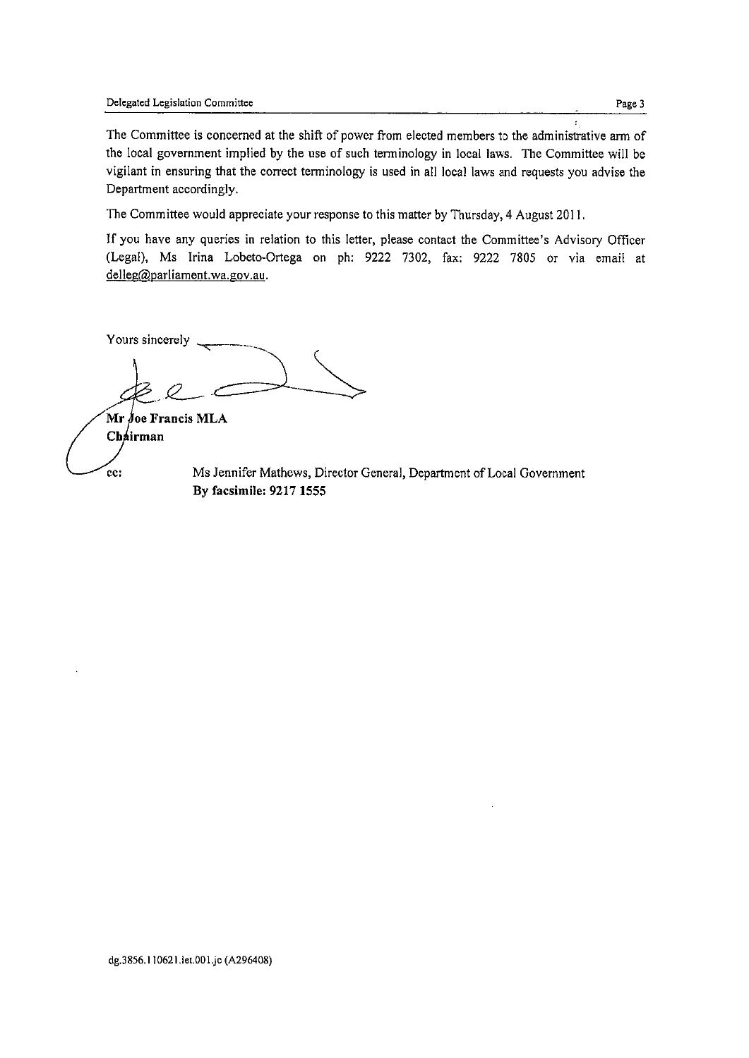The Committee is concerned at the shift of power from elected members to the administrative arm of the local government implied by the use of such terminology in local laws. The Committee will be vigilant in ensuring that the correct terminology is used in all local laws and requests you advise the Department accordingly.

The Committee would appreciate your response to this matter by Thursday, 4 August 2011.

If you have any queries in relation to this letter, please contact the Committee's Advisory Officer (Legal), Ms Irina Lobeto-Ortega on ph: 9222 7302, fax: 9222 7805 or via email at delleg@parliament.wa.gov.au.

Yours sincerely

**Mr Joe Francis MLA**
**Chairman**

cc: Ms Jennifer Mathews, Director General, Department of Local Government
**By facsimile: 9217 1555**

dg.3856.110621.let.001.jc (A296408)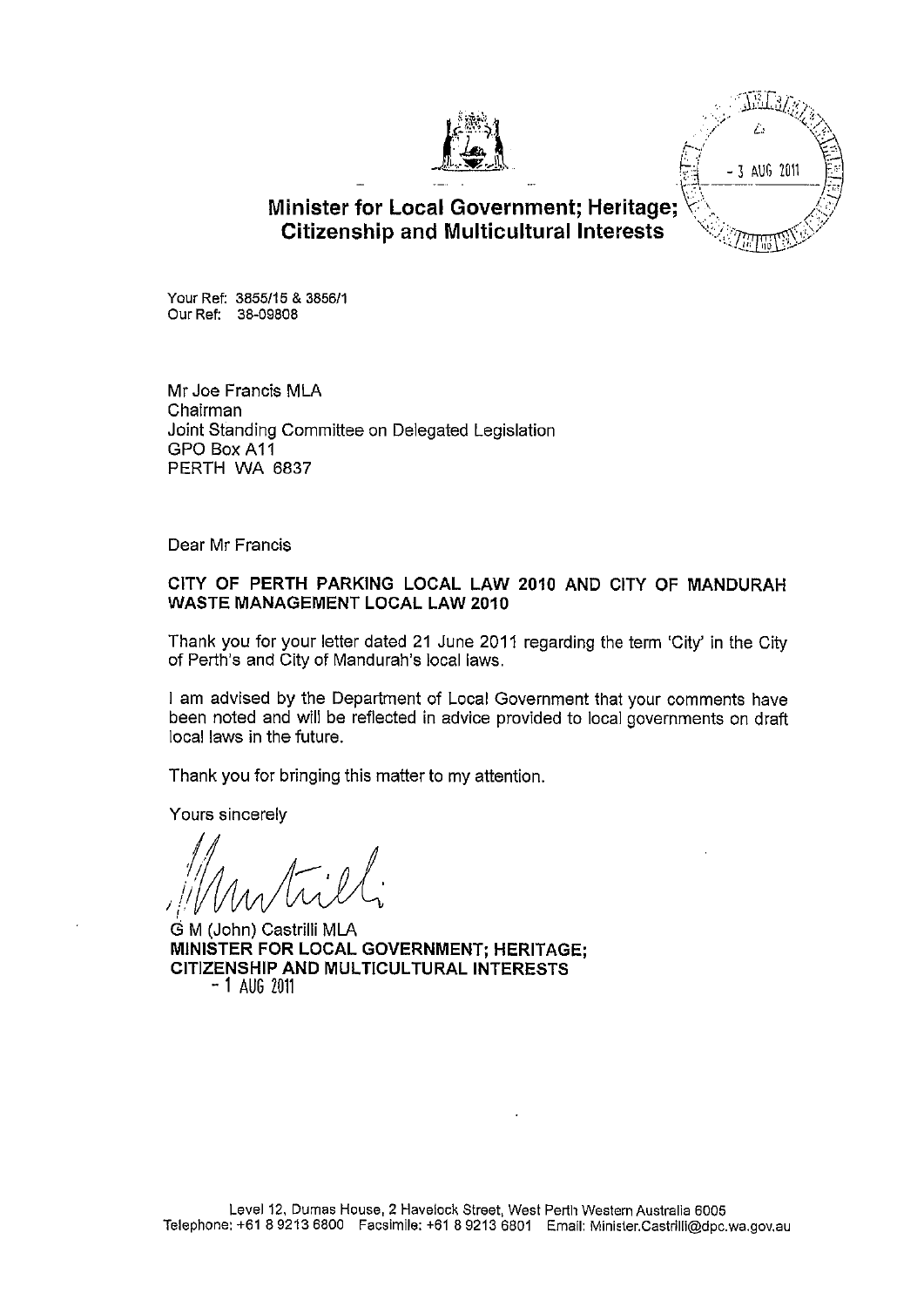**Minister for Local Government; Heritage; Citizenship and Multicultural Interests**

- 3 AUG 2011

Your Ref: 3855/15 & 3856/1
Our Ref: 38-09808

Mr Joe Francis MLA
Chairman
Joint Standing Committee on Delegated Legislation
GPO Box A11
PERTH WA 6837

Dear Mr Francis

**CITY OF PERTH PARKING LOCAL LAW 2010 AND CITY OF MANDURAH WASTE MANAGEMENT LOCAL LAW 2010**

Thank you for your letter dated 21 June 2011 regarding the term 'City' in the City of Perth's and City of Mandurah's local laws.

I am advised by the Department of Local Government that your comments have been noted and will be reflected in advice provided to local governments on draft local laws in the future.

Thank you for bringing this matter to my attention.

Yours sincerely

G M (John) Castrilli MLA
**MINISTER FOR LOCAL GOVERNMENT; HERITAGE; CITIZENSHIP AND MULTICULTURAL INTERESTS**
- 1 AUG 2011

Level 12, Dumas House, 2 Havelock Street, West Perth Western Australia 6005
Telephone: +61 8 9213 6800 Facsimile: +61 8 9213 6801 Email: Minister.Castrilli@dpc.wa.gov.au